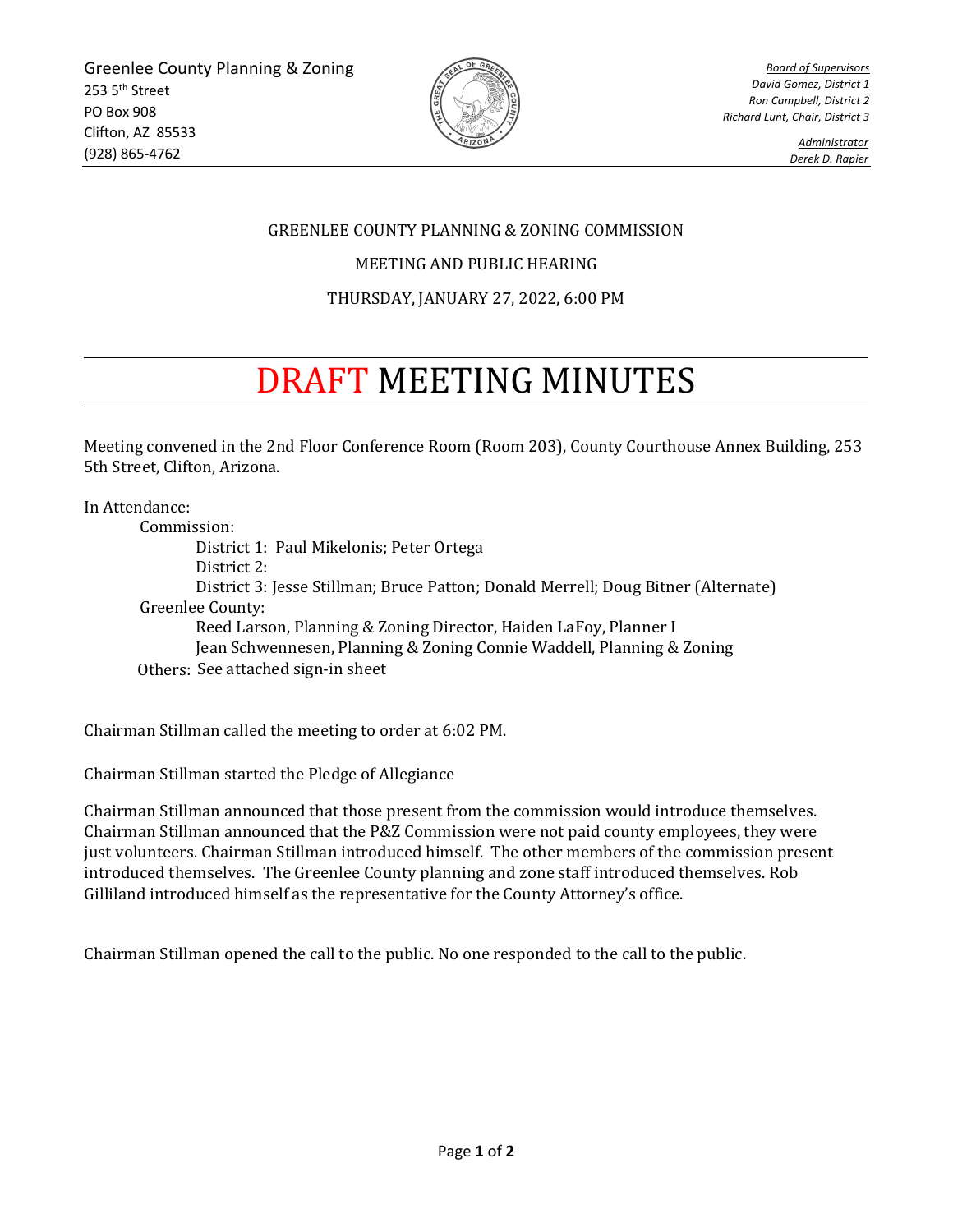Greenlee County Planning & Zoning
253 5th Street
PO Box 908
Clifton, AZ 85533
(928) 865-4762

*Board of Supervisors*
*David Gomez, District 1*
*Ron Campbell, District 2*
*Richard Lunt, Chair, District 3*

*Administrator*
*Derek D. Rapier*

GREENLEE COUNTY PLANNING & ZONING COMMISSION

MEETING AND PUBLIC HEARING

THURSDAY, JANUARY 27, 2022, 6:00 PM

# DRAFT MEETING MINUTES

Meeting convened in the 2nd Floor Conference Room (Room 203), County Courthouse Annex Building, 253 5th Street, Clifton, Arizona.

In Attendance:

- Commission:
  - District 1: Paul Mikelonis; Peter Ortega
  - District 2:
  - District 3: Jesse Stillman; Bruce Patton; Donald Merrell; Doug Bitner (Alternate)
- Greenlee County:
  - Reed Larson, Planning & Zoning Director, Haiden LaFoy, Planner I
  - Jean Schwennesen, Planning & Zoning Connie Waddell, Planning & Zoning
- Others: See attached sign-in sheet

Chairman Stillman called the meeting to order at 6:02 PM.

Chairman Stillman started the Pledge of Allegiance

Chairman Stillman announced that those present from the commission would introduce themselves. Chairman Stillman announced that the P&Z Commission were not paid county employees, they were just volunteers. Chairman Stillman introduced himself. The other members of the commission present introduced themselves. The Greenlee County planning and zone staff introduced themselves. Rob Gilliland introduced himself as the representative for the County Attorney's office.

Chairman Stillman opened the call to the public. No one responded to the call to the public.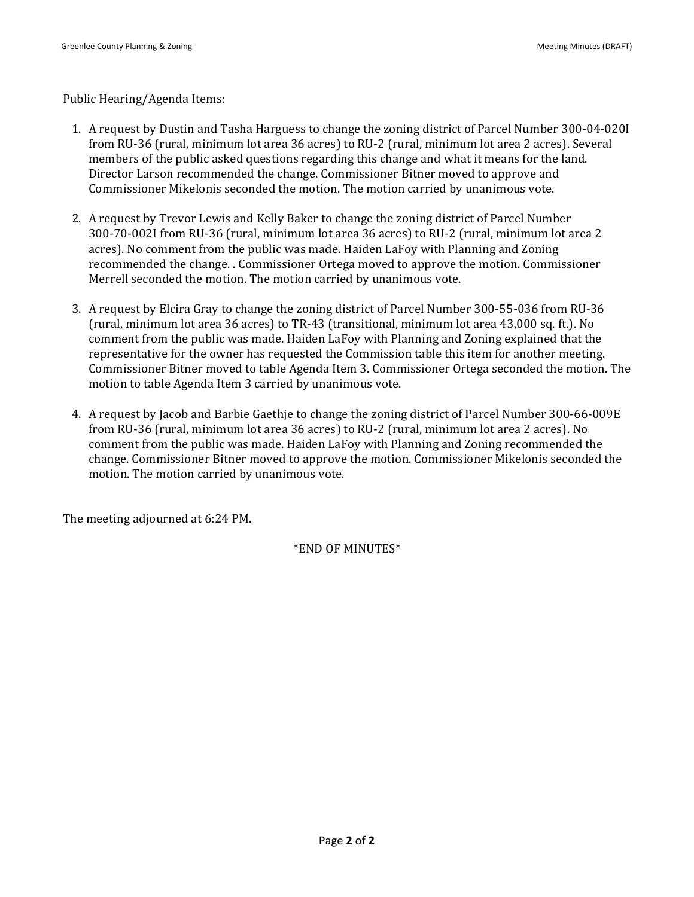Public Hearing/Agenda Items:

1. A request by Dustin and Tasha Harguess to change the zoning district of Parcel Number 300-04-020I from RU-36 (rural, minimum lot area 36 acres) to RU-2 (rural, minimum lot area 2 acres). Several members of the public asked questions regarding this change and what it means for the land. Director Larson recommended the change. Commissioner Bitner moved to approve and Commissioner Mikelonis seconded the motion. The motion carried by unanimous vote.

2. A request by Trevor Lewis and Kelly Baker to change the zoning district of Parcel Number 300-70-002I from RU-36 (rural, minimum lot area 36 acres) to RU-2 (rural, minimum lot area 2 acres). No comment from the public was made. Haiden LaFoy with Planning and Zoning recommended the change. . Commissioner Ortega moved to approve the motion. Commissioner Merrell seconded the motion. The motion carried by unanimous vote.

3. A request by Elcira Gray to change the zoning district of Parcel Number 300-55-036 from RU-36 (rural, minimum lot area 36 acres) to TR-43 (transitional, minimum lot area 43,000 sq. ft.). No comment from the public was made. Haiden LaFoy with Planning and Zoning explained that the representative for the owner has requested the Commission table this item for another meeting. Commissioner Bitner moved to table Agenda Item 3. Commissioner Ortega seconded the motion. The motion to table Agenda Item 3 carried by unanimous vote.

4. A request by Jacob and Barbie Gaethje to change the zoning district of Parcel Number 300-66-009E from RU-36 (rural, minimum lot area 36 acres) to RU-2 (rural, minimum lot area 2 acres). No comment from the public was made. Haiden LaFoy with Planning and Zoning recommended the change. Commissioner Bitner moved to approve the motion. Commissioner Mikelonis seconded the motion. The motion carried by unanimous vote.

The meeting adjourned at 6:24 PM.

*END OF MINUTES*